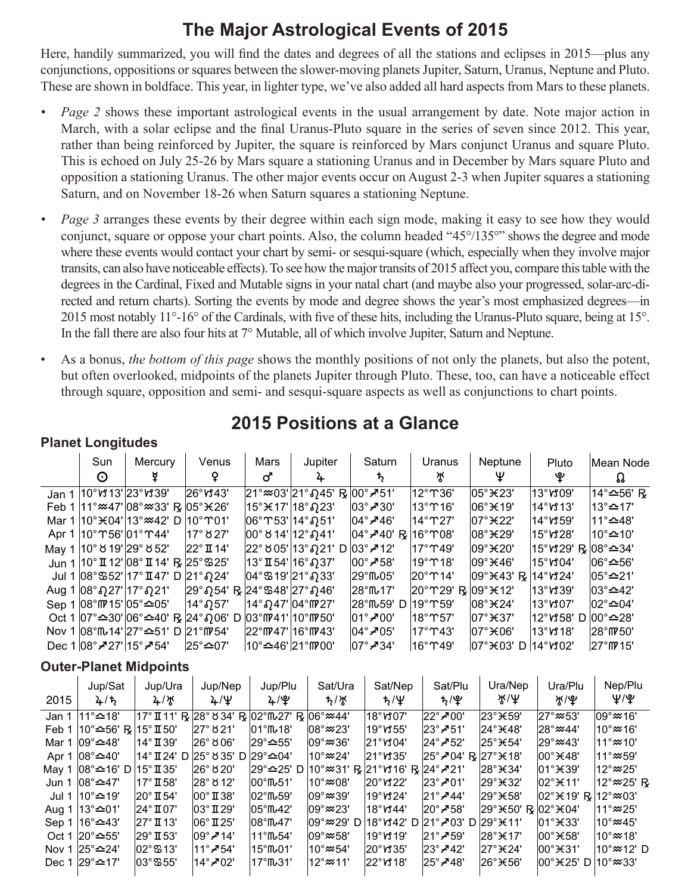# The Major Astrological Events of 2015

Here, handily summarized, you will find the dates and degrees of all the stations and eclipses in 2015—plus any conjunctions, oppositions or squares between the slower-moving planets Jupiter, Saturn, Uranus, Neptune and Pluto. These are shown in boldface. This year, in lighter type, we've also added all hard aspects from Mars to these planets.

- *Page 2* shows these important astrological events in the usual arrangement by date. Note major action in March, with a solar eclipse and the final Uranus-Pluto square in the series of seven since 2012. This year, rather than being reinforced by Jupiter, the square is reinforced by Mars conjunct Uranus and square Pluto. This is echoed on July 25-26 by Mars square a stationing Uranus and in December by Mars square Pluto and opposition a stationing Uranus. The other major events occur on August 2-3 when Jupiter squares a stationing Saturn, and on November 18-26 when Saturn squares a stationing Neptune.
- *Page 3* arranges these events by their degree within each sign mode, making it easy to see how they would conjunct, square or oppose your chart points. Also, the column headed "45°/135°" shows the degree and mode where these events would contact your chart by semi- or sesqui-square (which, especially when they involve major transits, can also have noticeable effects). To see how the major transits of 2015 affect you, compare this table with the degrees in the Cardinal, Fixed and Mutable signs in your natal chart (and maybe also your progressed, solar-arc-directed and return charts). Sorting the events by mode and degree shows the year's most emphasized degrees—in 2015 most notably 11°-16° of the Cardinals, with five of these hits, including the Uranus-Pluto square, being at 15°. In the fall there are also four hits at 7° Mutable, all of which involve Jupiter, Saturn and Neptune.
- As a bonus, *the bottom of this page* shows the monthly positions of not only the planets, but also the potent, but often overlooked, midpoints of the planets Jupiter through Pluto. These, too, can have a noticeable effect through square, opposition and semi- and sesqui-square aspects as well as conjunctions to chart points.

## 2015 Positions at a Glance

### Planet Longitudes

| | Sun ☉ | Mercury ☿ | Venus ♀ | Mars ♂ | Jupiter ♃ | Saturn ♄ | Uranus ♅ | Neptune ♆ | Pluto ♇ | Mean Node ☊ |
|---|---|---|---|---|---|---|---|---|---|---|
| Jan 1 | 10°♑13' | 23°♑39' | 26°♑43' | 21°♒03' | 21°♌45' ℞ | 00°♐51' | 12°♈36' | 05°♓23' | 13°♑09' | 14°♎56' ℞ |
| Feb 1 | 11°♒47' | 08°♒33' ℞ | 05°♓26' | 15°♓17' | 18°♌23' | 03°♐30' | 13°♈16' | 06°♓19' | 14°♑13' | 13°♎17' |
| Mar 1 | 10°♓04' | 13°♒42' D | 10°♈01' | 06°♈53' | 14°♌51' | 04°♐46' | 14°♈27' | 07°♓22' | 14°♑59' | 11°♎48' |
| Apr 1 | 10°♈56' | 01°♈44' | 17°♉27' | 00°♉14' | 12°♌41' | 04°♐40' ℞ | 16°♈08' | 08°♓29' | 15°♑28' | 10°♎10' |
| May 1 | 10°♉19' | 29°♉52' | 22°♊14' | 22°♉05' | 13°♌21' D | 03°♐12' | 17°♈49' | 09°♓20' | 15°♑29' ℞ | 08°♎34' |
| Jun 1 | 10°♊12' | 08°♊14' ℞ | 25°♋25' | 13°♊54' | 16°♌37' | 00°♐58' | 19°♈18' | 09°♓46' | 15°♑04' | 06°♎56' |
| Jul 1 | 08°♋52' | 17°♊47' D | 21°♌24' | 04°♋19' | 21°♌33' | 29°♏05' | 20°♈14' | 09°♓43' ℞ | 14°♑24' | 05°♎21' |
| Aug 1 | 08°♌27' | 17°♌21' | 29°♌54' ℞ | 24°♋48' | 27°♌46' | 28°♏17' | 20°♈29' ℞ | 09°♓12' | 13°♑39' | 03°♎42' |
| Sep 1 | 08°♍15' | 05°♎05' | 14°♌57' | 14°♌47' | 04°♍27' | 28°♏59' D | 19°♈59' | 08°♓24' | 13°♑07' | 02°♎04' |
| Oct 1 | 07°♎30' | 06°♎40' ℞ | 24°♌06' D | 03°♍41' | 10°♍50' | 01°♐00' | 18°♈57' | 07°♓37' | 12°♑58' D | 00°♎28' |
| Nov 1 | 08°♏14' | 27°♎51' D | 21°♍54' | 22°♍47' | 16°♍43' | 04°♐05' | 17°♈43' | 07°♓06' | 13°♑18' | 28°♍50' |
| Dec 1 | 08°♐27' | 15°♐54' | 25°♎07' | 10°♎46' | 21°♍00' | 07°♐34' | 16°♈49' | 07°♓03' D | 14°♑02' | 27°♍15' |

### Outer-Planet Midpoints

| 2015 | Jup/Sat ♃/♄ | Jup/Ura ♃/♅ | Jup/Nep ♃/♆ | Jup/Plu ♃/♇ | Sat/Ura ♄/♅ | Sat/Nep ♄/♆ | Sat/Plu ♄/♇ | Ura/Nep ♅/♆ | Ura/Plu ♅/♇ | Nep/Plu ♆/♇ |
|---|---|---|---|---|---|---|---|---|---|---|
| Jan 1 | 11°♎18' | 17°♊11' ℞ | 28°♉34' ℞ | 02°♏27' ℞ | 06°♒44' | 18°♑07' | 22°♐00' | 23°♓59' | 27°♒53' | 09°♒16' |
| Feb 1 | 10°♎56' ℞ | 15°♊50' | 27°♉21' | 01°♏18' | 08°♒23' | 19°♑55' | 23°♐51' | 24°♓48' | 28°♒44' | 10°♒16' |
| Mar 1 | 09°♎48' | 14°♊39' | 26°♉06' | 29°♎55' | 09°♒36' | 21°♑04' | 24°♐52' | 25°♓54' | 29°♒43' | 11°♒10' |
| Apr 1 | 08°♎40' | 14°♊24' D | 25°♉35' D | 29°♎04' | 10°♒24' | 21°♑35' | 25°♐04' ℞ | 27°♓18' | 00°♓48' | 11°♒59' |
| May 1 | 08°♎16' D | 15°♊35' | 26°♉20' | 29°♎25' D | 10°♒31' ℞ | 21°♑16' ℞ | 24°♐21' | 28°♓34' | 01°♓39' | 12°♒25' |
| Jun 1 | 08°♎47' | 17°♊58' | 28°♉12' | 00°♏51' | 10°♒08' | 20°♑22' | 23°♐01' | 29°♓32' | 02°♓11' | 12°♒25' ℞ |
| Jul 1 | 10°♎19' | 20°♊54' | 00°♊38' | 02°♏59' | 09°♒39' | 19°♑24' | 21°♐44' | 29°♓58' | 02°♓19' ℞ | 12°♒03' |
| Aug 1 | 13°♎01' | 24°♊07' | 03°♊29' | 05°♏42' | 09°♒23' | 18°♑44' | 20°♐58' | 29°♓50' ℞ | 02°♓04' | 11°♒25' |
| Sep 1 | 16°♎43' | 27°♊13' | 06°♊25' | 08°♏47' | 09°♒29' D | 18°♑42' D | 21°♐03' D | 29°♓11' | 01°♓33' | 10°♒45' |
| Oct 1 | 20°♎55' | 29°♊53' | 09°♐14' | 11°♏54' | 09°♒58' | 19°♑19' | 21°♐59' | 28°♓17' | 00°♓58' | 10°♒18' |
| Nov 1 | 25°♎24' | 02°♋13' | 11°♐54' | 15°♏01' | 10°♒54' | 20°♑35' | 23°♐42' | 27°♓24' | 00°♓31' | 10°♒12' D |
| Dec 1 | 29°♎17' | 03°♋55' | 14°♐02' | 17°♏31' | 12°♒11' | 22°♑18' | 25°♐48' | 26°♓56' | 00°♓25' D | 10°♒33' |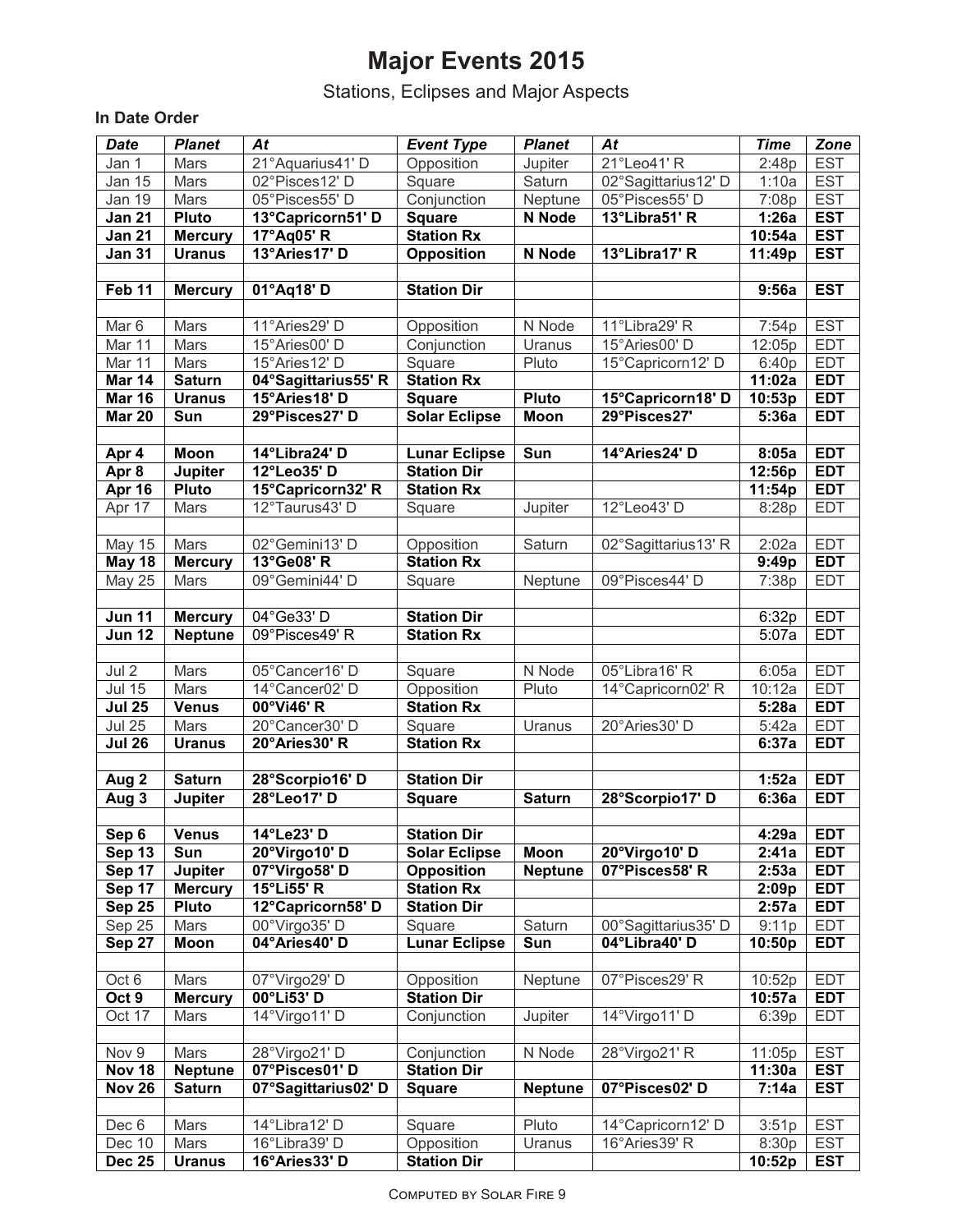# Major Events 2015

Stations, Eclipses and Major Aspects

**In Date Order**

| *Date* | *Planet* | *At* | *Event Type* | *Planet* | *At* | *Time* | *Zone* |
|---|---|---|---|---|---|---|---|
| Jan 1 | Mars | 21°Aquarius41' D | Opposition | Jupiter | 21°Leo41' R | 2:48p | EST |
| Jan 15 | Mars | 02°Pisces12' D | Square | Saturn | 02°Sagittarius12' D | 1:10a | EST |
| Jan 19 | Mars | 05°Pisces55' D | Conjunction | Neptune | 05°Pisces55' D | 7:08p | EST |
| **Jan 21** | **Pluto** | **13°Capricorn51' D** | **Square** | **N Node** | **13°Libra51' R** | **1:26a** | **EST** |
| **Jan 21** | **Mercury** | **17°Aq05' R** | **Station Rx** | | | **10:54a** | **EST** |
| **Jan 31** | **Uranus** | **13°Aries17' D** | **Opposition** | **N Node** | **13°Libra17' R** | **11:49p** | **EST** |
| | | | | | | | |
| **Feb 11** | **Mercury** | **01°Aq18' D** | **Station Dir** | | | **9:56a** | **EST** |
| | | | | | | | |
| Mar 6 | Mars | 11°Aries29' D | Opposition | N Node | 11°Libra29' R | 7:54p | EST |
| Mar 11 | Mars | 15°Aries00' D | Conjunction | Uranus | 15°Aries00' D | 12:05p | EDT |
| Mar 11 | Mars | 15°Aries12' D | Square | Pluto | 15°Capricorn12' D | 6:40p | EDT |
| **Mar 14** | **Saturn** | **04°Sagittarius55' R** | **Station Rx** | | | **11:02a** | **EDT** |
| **Mar 16** | **Uranus** | **15°Aries18' D** | **Square** | **Pluto** | **15°Capricorn18' D** | **10:53p** | **EDT** |
| **Mar 20** | **Sun** | **29°Pisces27' D** | **Solar Eclipse** | **Moon** | **29°Pisces27'** | **5:36a** | **EDT** |
| | | | | | | | |
| **Apr 4** | **Moon** | **14°Libra24' D** | **Lunar Eclipse** | **Sun** | **14°Aries24' D** | **8:05a** | **EDT** |
| **Apr 8** | **Jupiter** | **12°Leo35' D** | **Station Dir** | | | **12:56p** | **EDT** |
| **Apr 16** | **Pluto** | **15°Capricorn32' R** | **Station Rx** | | | **11:54p** | **EDT** |
| Apr 17 | Mars | 12°Taurus43' D | Square | Jupiter | 12°Leo43' D | 8:28p | EDT |
| | | | | | | | |
| May 15 | Mars | 02°Gemini13' D | Opposition | Saturn | 02°Sagittarius13' R | 2:02a | EDT |
| **May 18** | **Mercury** | **13°Ge08' R** | **Station Rx** | | | **9:49p** | **EDT** |
| May 25 | Mars | 09°Gemini44' D | Square | Neptune | 09°Pisces44' D | 7:38p | EDT |
| | | | | | | | |
| **Jun 11** | **Mercury** | 04°Ge33' D | Station Dir | | | 6:32p | EDT |
| **Jun 12** | **Neptune** | 09°Pisces49' R | Station Rx | | | 5:07a | EDT |
| | | | | | | | |
| Jul 2 | Mars | 05°Cancer16' D | Square | N Node | 05°Libra16' R | 6:05a | EDT |
| Jul 15 | Mars | 14°Cancer02' D | Opposition | Pluto | 14°Capricorn02' R | 10:12a | EDT |
| **Jul 25** | **Venus** | **00°Vi46' R** | **Station Rx** | | | **5:28a** | **EDT** |
| Jul 25 | Mars | 20°Cancer30' D | Square | Uranus | 20°Aries30' D | 5:42a | EDT |
| **Jul 26** | **Uranus** | **20°Aries30' R** | **Station Rx** | | | **6:37a** | **EDT** |
| | | | | | | | |
| **Aug 2** | **Saturn** | **28°Scorpio16' D** | **Station Dir** | | | **1:52a** | **EDT** |
| **Aug 3** | **Jupiter** | **28°Leo17' D** | **Square** | **Saturn** | **28°Scorpio17' D** | **6:36a** | **EDT** |
| | | | | | | | |
| **Sep 6** | **Venus** | **14°Le23' D** | **Station Dir** | | | **4:29a** | **EDT** |
| **Sep 13** | **Sun** | **20°Virgo10' D** | **Solar Eclipse** | **Moon** | **20°Virgo10' D** | **2:41a** | **EDT** |
| **Sep 17** | **Jupiter** | **07°Virgo58' D** | **Opposition** | **Neptune** | **07°Pisces58' R** | **2:53a** | **EDT** |
| **Sep 17** | **Mercury** | **15°Li55' R** | **Station Rx** | | | **2:09p** | **EDT** |
| **Sep 25** | **Pluto** | **12°Capricorn58' D** | **Station Dir** | | | **2:57a** | **EDT** |
| Sep 25 | Mars | 00°Virgo35' D | Square | Saturn | 00°Sagittarius35' D | 9:11p | EDT |
| **Sep 27** | **Moon** | **04°Aries40' D** | **Lunar Eclipse** | **Sun** | **04°Libra40' D** | **10:50p** | **EDT** |
| | | | | | | | |
| Oct 6 | Mars | 07°Virgo29' D | Opposition | Neptune | 07°Pisces29' R | 10:52p | EDT |
| **Oct 9** | **Mercury** | **00°Li53' D** | **Station Dir** | | | **10:57a** | **EDT** |
| Oct 17 | Mars | 14°Virgo11' D | Conjunction | Jupiter | 14°Virgo11' D | 6:39p | EDT |
| | | | | | | | |
| Nov 9 | Mars | 28°Virgo21' D | Conjunction | N Node | 28°Virgo21' R | 11:05p | EST |
| **Nov 18** | **Neptune** | **07°Pisces01' D** | **Station Dir** | | | **11:30a** | **EST** |
| **Nov 26** | **Saturn** | **07°Sagittarius02' D** | **Square** | **Neptune** | **07°Pisces02' D** | **7:14a** | **EST** |
| | | | | | | | |
| Dec 6 | Mars | 14°Libra12' D | Square | Pluto | 14°Capricorn12' D | 3:51p | EST |
| Dec 10 | Mars | 16°Libra39' D | Opposition | Uranus | 16°Aries39' R | 8:30p | EST |
| **Dec 25** | **Uranus** | **16°Aries33' D** | **Station Dir** | | | **10:52p** | **EST** |

Computed by Solar Fire 9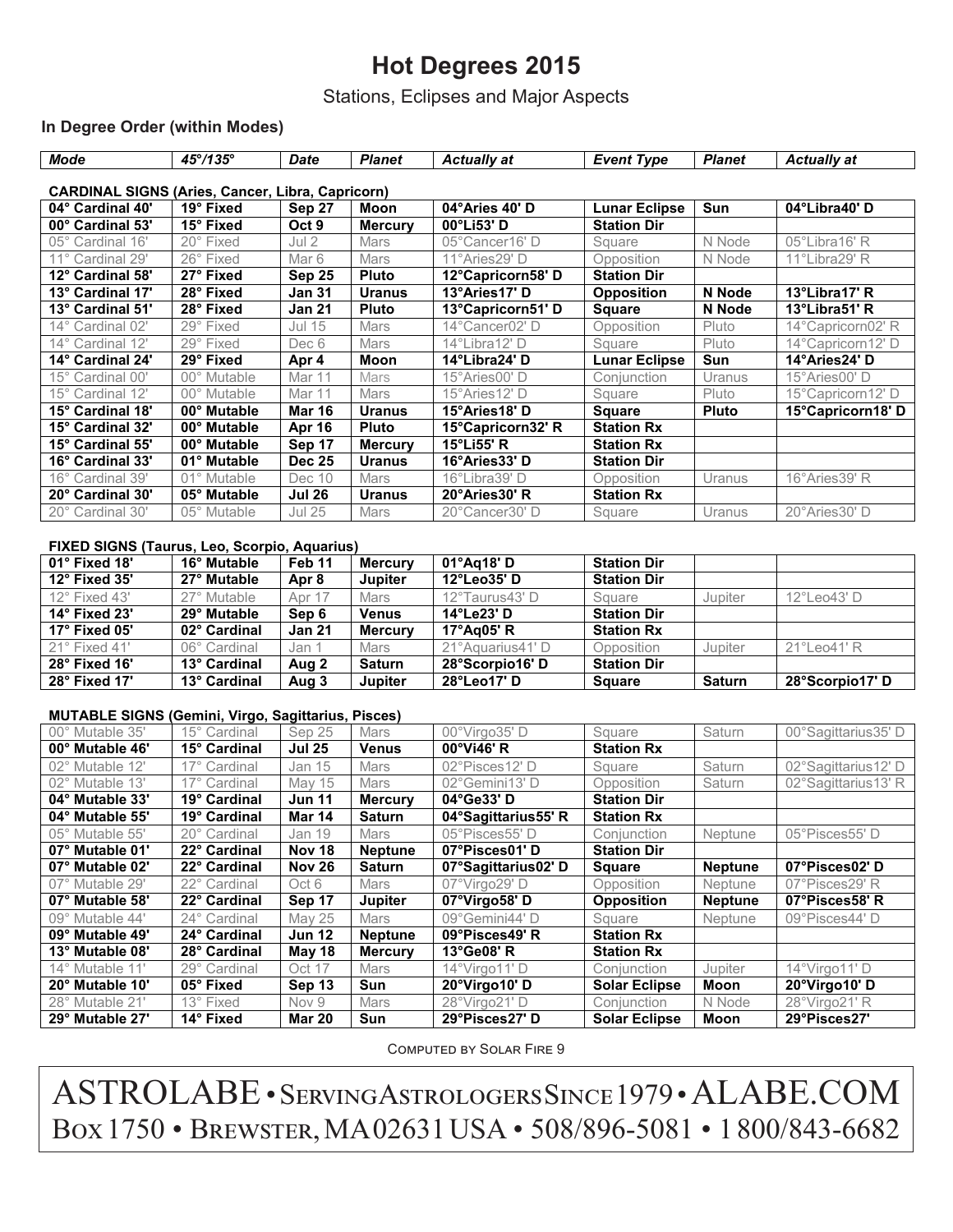# Hot Degrees 2015

Stations, Eclipses and Major Aspects

**In Degree Order (within Modes)**

| *Mode* | *45°/135°* | *Date* | *Planet* | *Actually at* | *Event Type* | *Planet* | *Actually at* |
|---|---|---|---|---|---|---|---|
| **CARDINAL SIGNS (Aries, Cancer, Libra, Capricorn)** | | | | | | | |
| **04° Cardinal 40'** | **19° Fixed** | **Sep 27** | **Moon** | **04°Aries 40' D** | **Lunar Eclipse** | **Sun** | **04°Libra40' D** |
| **00° Cardinal 53'** | **15° Fixed** | **Oct 9** | **Mercury** | **00°Li53' D** | **Station Dir** | | |
| 05° Cardinal 16' | 20° Fixed | Jul 2 | Mars | 05°Cancer16' D | Square | N Node | 05°Libra16' R |
| 11° Cardinal 29' | 26° Fixed | Mar 6 | Mars | 11°Aries29' D | Opposition | N Node | 11°Libra29' R |
| **12° Cardinal 58'** | **27° Fixed** | **Sep 25** | **Pluto** | **12°Capricorn58' D** | **Station Dir** | | |
| **13° Cardinal 17'** | **28° Fixed** | **Jan 31** | **Uranus** | **13°Aries17' D** | **Opposition** | **N Node** | **13°Libra17' R** |
| **13° Cardinal 51'** | **28° Fixed** | **Jan 21** | **Pluto** | **13°Capricorn51' D** | **Square** | **N Node** | **13°Libra51' R** |
| 14° Cardinal 02' | 29° Fixed | Jul 15 | Mars | 14°Cancer02' D | Opposition | Pluto | 14°Capricorn02' R |
| 14° Cardinal 12' | 29° Fixed | Dec 6 | Mars | 14°Libra12' D | Square | Pluto | 14°Capricorn12' D |
| **14° Cardinal 24'** | **29° Fixed** | **Apr 4** | **Moon** | **14°Libra24' D** | **Lunar Eclipse** | **Sun** | **14°Aries24' D** |
| 15° Cardinal 00' | 00° Mutable | Mar 11 | Mars | 15°Aries00' D | Conjunction | Uranus | 15°Aries00' D |
| 15° Cardinal 12' | 00° Mutable | Mar 11 | Mars | 15°Aries12' D | Square | Pluto | 15°Capricorn12' D |
| **15° Cardinal 18'** | **00° Mutable** | **Mar 16** | **Uranus** | **15°Aries18' D** | **Square** | **Pluto** | **15°Capricorn18' D** |
| **15° Cardinal 32'** | **00° Mutable** | **Apr 16** | **Pluto** | **15°Capricorn32' R** | **Station Rx** | | |
| **15° Cardinal 55'** | **00° Mutable** | **Sep 17** | **Mercury** | **15°Li55' R** | **Station Rx** | | |
| **16° Cardinal 33'** | **01° Mutable** | **Dec 25** | **Uranus** | **16°Aries33' D** | **Station Dir** | | |
| 16° Cardinal 39' | 01° Mutable | Dec 10 | Mars | 16°Libra39' D | Opposition | Uranus | 16°Aries39' R |
| **20° Cardinal 30'** | **05° Mutable** | **Jul 26** | **Uranus** | **20°Aries30' R** | **Station Rx** | | |
| 20° Cardinal 30' | 05° Mutable | Jul 25 | Mars | 20°Cancer30' D | Square | Uranus | 20°Aries30' D |
| **FIXED SIGNS (Taurus, Leo, Scorpio, Aquarius)** | | | | | | | |
| **01° Fixed 18'** | **16° Mutable** | **Feb 11** | **Mercury** | **01°Aq18' D** | **Station Dir** | | |
| **12° Fixed 35'** | **27° Mutable** | **Apr 8** | **Jupiter** | **12°Leo35' D** | **Station Dir** | | |
| 12° Fixed 43' | 27° Mutable | Apr 17 | Mars | 12°Taurus43' D | Square | Jupiter | 12°Leo43' D |
| **14° Fixed 23'** | **29° Mutable** | **Sep 6** | **Venus** | **14°Le23' D** | **Station Dir** | | |
| **17° Fixed 05'** | **02° Cardinal** | **Jan 21** | **Mercury** | **17°Aq05' R** | **Station Rx** | | |
| 21° Fixed 41' | 06° Cardinal | Jan 1 | Mars | 21°Aquarius41' D | Opposition | Jupiter | 21°Leo41' R |
| **28° Fixed 16'** | **13° Cardinal** | **Aug 2** | **Saturn** | **28°Scorpio16' D** | **Station Dir** | | |
| **28° Fixed 17'** | **13° Cardinal** | **Aug 3** | **Jupiter** | **28°Leo17' D** | **Square** | **Saturn** | **28°Scorpio17' D** |
| **MUTABLE SIGNS (Gemini, Virgo, Sagittarius, Pisces)** | | | | | | | |
| 00° Mutable 35' | 15° Cardinal | Sep 25 | Mars | 00°Virgo35' D | Square | Saturn | 00°Sagittarius35' D |
| **00° Mutable 46'** | **15° Cardinal** | **Jul 25** | **Venus** | **00°Vi46' R** | **Station Rx** | | |
| 02° Mutable 12' | 17° Cardinal | Jan 15 | Mars | 02°Pisces12' D | Square | Saturn | 02°Sagittarius12' D |
| 02° Mutable 13' | 17° Cardinal | May 15 | Mars | 02°Gemini13' D | Opposition | Saturn | 02°Sagittarius13' R |
| **04° Mutable 33'** | **19° Cardinal** | **Jun 11** | **Mercury** | **04°Ge33' D** | **Station Dir** | | |
| **04° Mutable 55'** | **19° Cardinal** | **Mar 14** | **Saturn** | **04°Sagittarius55' R** | **Station Rx** | | |
| 05° Mutable 55' | 20° Cardinal | Jan 19 | Mars | 05°Pisces55' D | Conjunction | Neptune | 05°Pisces55' D |
| **07° Mutable 01'** | **22° Cardinal** | **Nov 18** | **Neptune** | **07°Pisces01' D** | **Station Dir** | | |
| **07° Mutable 02'** | **22° Cardinal** | **Nov 26** | **Saturn** | **07°Sagittarius02' D** | **Square** | **Neptune** | **07°Pisces02' D** |
| 07° Mutable 29' | 22° Cardinal | Oct 6 | Mars | 07°Virgo29' D | Opposition | Neptune | 07°Pisces29' R |
| **07° Mutable 58'** | **22° Cardinal** | **Sep 17** | **Jupiter** | **07°Virgo58' D** | **Opposition** | **Neptune** | **07°Pisces58' R** |
| 09° Mutable 44' | 24° Cardinal | May 25 | Mars | 09°Gemini44' D | Square | Neptune | 09°Pisces44' D |
| **09° Mutable 49'** | **24° Cardinal** | **Jun 12** | **Neptune** | **09°Pisces49' R** | **Station Rx** | | |
| **13° Mutable 08'** | **28° Cardinal** | **May 18** | **Mercury** | **13°Ge08' R** | **Station Rx** | | |
| 14° Mutable 11' | 29° Cardinal | Oct 17 | Mars | 14°Virgo11' D | Conjunction | Jupiter | 14°Virgo11' D |
| **20° Mutable 10'** | **05° Fixed** | **Sep 13** | **Sun** | **20°Virgo10' D** | **Solar Eclipse** | **Moon** | **20°Virgo10' D** |
| 28° Mutable 21' | 13° Fixed | Nov 9 | Mars | 28°Virgo21' D | Conjunction | N Node | 28°Virgo21' R |
| **29° Mutable 27'** | **14° Fixed** | **Mar 20** | **Sun** | **29°Pisces27' D** | **Solar Eclipse** | **Moon** | **29°Pisces27'** |

COMPUTED BY SOLAR FIRE 9

ASTROLABE • SERVING ASTROLOGERS SINCE 1979 • ALABE.COM
BOX 1750 • BREWSTER, MA 02631 USA • 508/896-5081 • 1 800/843-6682